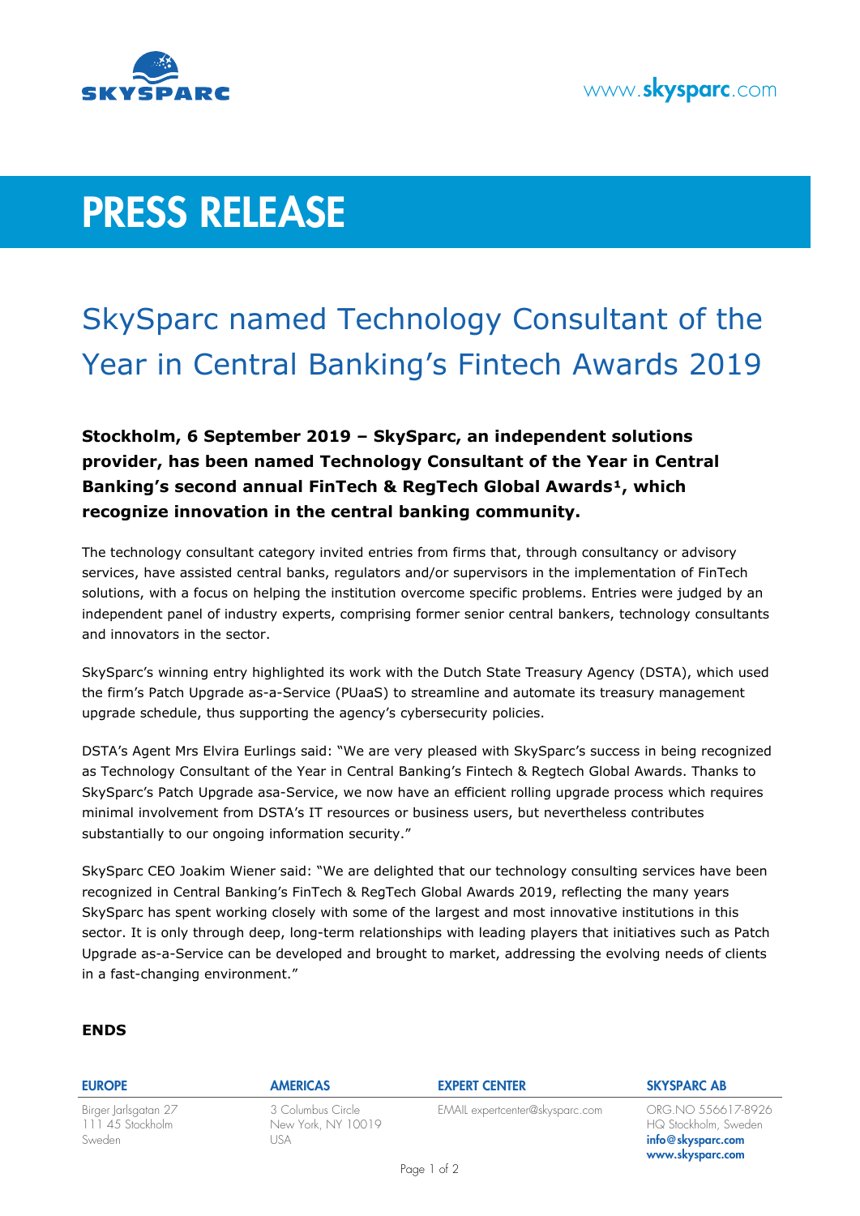www.skysparc.com

# PRESS RELEASE

## SkySparc named Technology Consultant of the Year in Central Banking's Fintech Awards 2019

**Stockholm, 6 September 2019 – SkySparc, an independent solutions provider, has been named Technology Consultant of the Year in Central Banking's second annual FinTech & RegTech Global Awards[1], which recognize innovation in the central banking community.**

The technology consultant category invited entries from firms that, through consultancy or advisory services, have assisted central banks, regulators and/or supervisors in the implementation of FinTech solutions, with a focus on helping the institution overcome specific problems. Entries were judged by an independent panel of industry experts, comprising former senior central bankers, technology consultants and innovators in the sector.

SkySparc's winning entry highlighted its work with the Dutch State Treasury Agency (DSTA), which used the firm's Patch Upgrade as-a-Service (PUaaS) to streamline and automate its treasury management upgrade schedule, thus supporting the agency's cybersecurity policies.

DSTA's Agent Mrs Elvira Eurlings said: "We are very pleased with SkySparc's success in being recognized as Technology Consultant of the Year in Central Banking's Fintech & Regtech Global Awards. Thanks to SkySparc's Patch Upgrade asa-Service, we now have an efficient rolling upgrade process which requires minimal involvement from DSTA's IT resources or business users, but nevertheless contributes substantially to our ongoing information security."

SkySparc CEO Joakim Wiener said: "We are delighted that our technology consulting services have been recognized in Central Banking's FinTech & RegTech Global Awards 2019, reflecting the many years SkySparc has spent working closely with some of the largest and most innovative institutions in this sector. It is only through deep, long-term relationships with leading players that initiatives such as Patch Upgrade as-a-Service can be developed and brought to market, addressing the evolving needs of clients in a fast-changing environment."

**ENDS**

| EUROPE | AMERICAS | EXPERT CENTER | SKYSPARC AB |
|---|---|---|---|
| Birger Jarlsgatan 27<br>111 45 Stockholm<br>Sweden | 3 Columbus Circle<br>New York, NY 10019<br>USA | EMAIL expertcenter@skysparc.com | ORG.NO 556617-8926<br>HQ Stockholm, Sweden<br>**info@skysparc.com**<br>**www.skysparc.com** |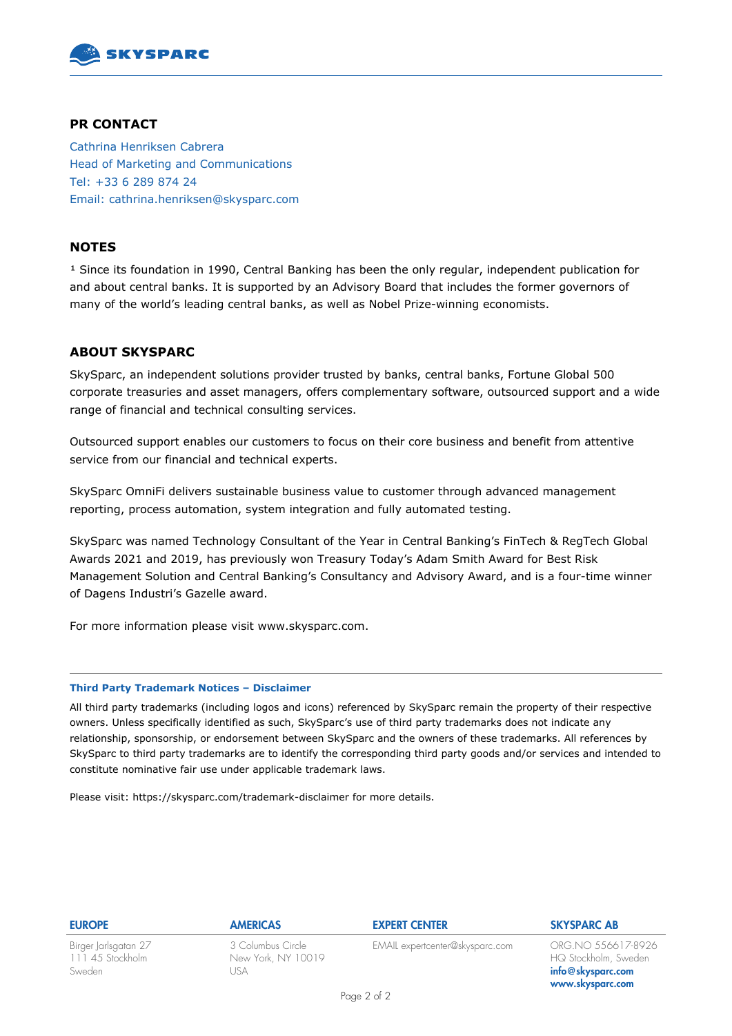## PR CONTACT

Cathrina Henriksen Cabrera
Head of Marketing and Communications
Tel: +33 6 289 874 24
Email: cathrina.henriksen@skysparc.com

## NOTES

[1] Since its foundation in 1990, Central Banking has been the only regular, independent publication for and about central banks. It is supported by an Advisory Board that includes the former governors of many of the world's leading central banks, as well as Nobel Prize-winning economists.

## ABOUT SKYSPARC

SkySparc, an independent solutions provider trusted by banks, central banks, Fortune Global 500 corporate treasuries and asset managers, offers complementary software, outsourced support and a wide range of financial and technical consulting services.

Outsourced support enables our customers to focus on their core business and benefit from attentive service from our financial and technical experts.

SkySparc OmniFi delivers sustainable business value to customer through advanced management reporting, process automation, system integration and fully automated testing.

SkySparc was named Technology Consultant of the Year in Central Banking's FinTech & RegTech Global Awards 2021 and 2019, has previously won Treasury Today's Adam Smith Award for Best Risk Management Solution and Central Banking's Consultancy and Advisory Award, and is a four-time winner of Dagens Industri's Gazelle award.

For more information please visit www.skysparc.com.

---

**Third Party Trademark Notices – Disclaimer**

All third party trademarks (including logos and icons) referenced by SkySparc remain the property of their respective owners. Unless specifically identified as such, SkySparc's use of third party trademarks does not indicate any relationship, sponsorship, or endorsement between SkySparc and the owners of these trademarks. All references by SkySparc to third party trademarks are to identify the corresponding third party goods and/or services and intended to constitute nominative fair use under applicable trademark laws.

Please visit: https://skysparc.com/trademark-disclaimer for more details.

**EUROPE**
Birger Jarlsgatan 27
111 45 Stockholm
Sweden

**AMERICAS**
3 Columbus Circle
New York, NY 10019
USA

**EXPERT CENTER**
EMAIL expertcenter@skysparc.com

**SKYSPARC AB**
ORG.NO 556617-8926
HQ Stockholm, Sweden
**info@skysparc.com**
**www.skysparc.com**